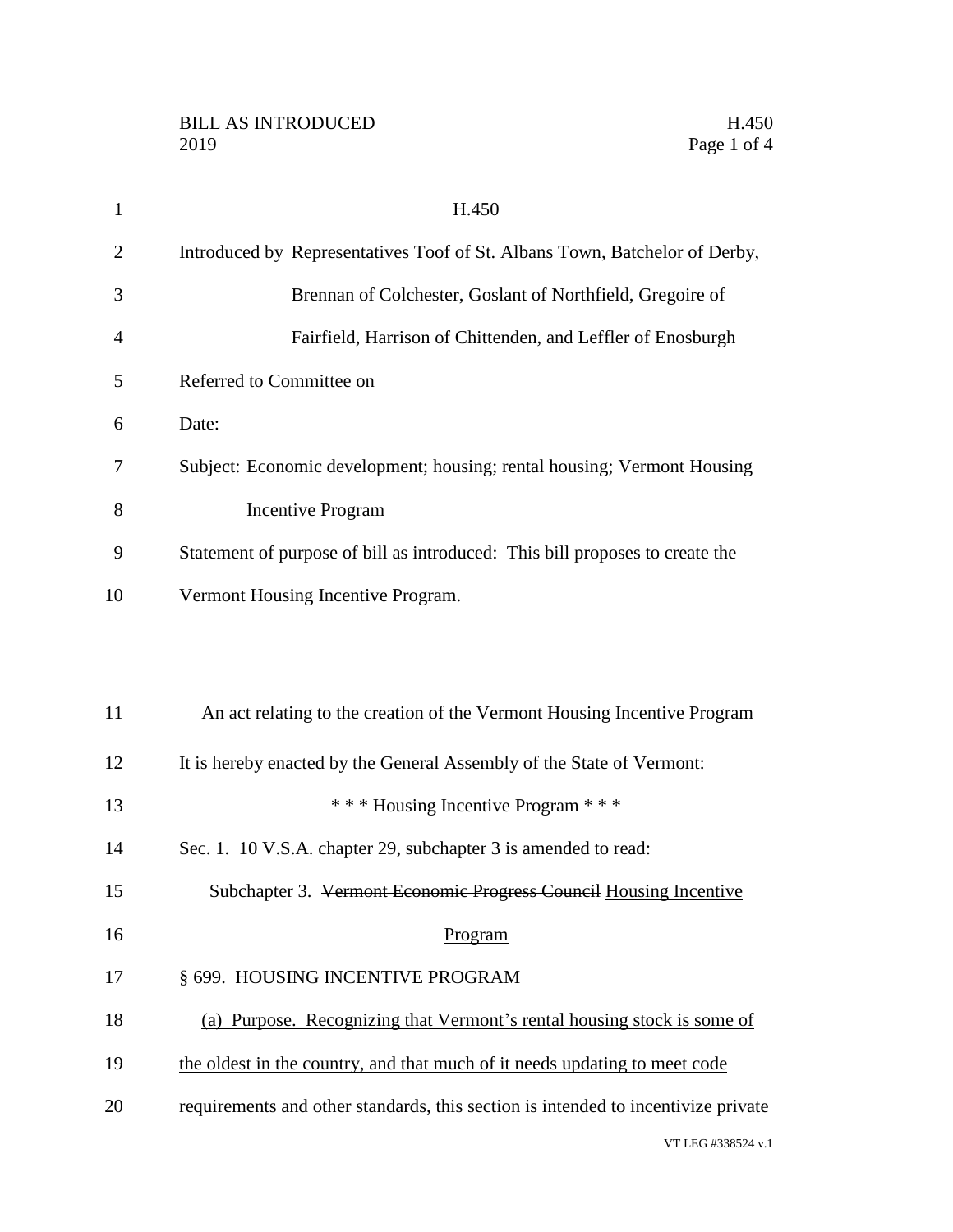# H.450

Introduced by Representatives Toof of St. Albans Town, Batchelor of Derby, Brennan of Colchester, Goslant of Northfield, Gregoire of Fairfield, Harrison of Chittenden, and Leffler of Enosburgh

Referred to Committee on

Date:

Subject: Economic development; housing; rental housing; Vermont Housing Incentive Program

Statement of purpose of bill as introduced: This bill proposes to create the Vermont Housing Incentive Program.

An act relating to the creation of the Vermont Housing Incentive Program

It is hereby enacted by the General Assembly of the State of Vermont:

\* \* \* Housing Incentive Program \* \* \*

Sec. 1. 10 V.S.A. chapter 29, subchapter 3 is amended to read:

Subchapter 3. ~~Vermont Economic Progress Council~~ <u>Housing Incentive Program</u>

<u>§ 699. HOUSING INCENTIVE PROGRAM</u>

<u>(a) Purpose. Recognizing that Vermont's rental housing stock is some of the oldest in the country, and that much of it needs updating to meet code requirements and other standards, this section is intended to incentivize private</u>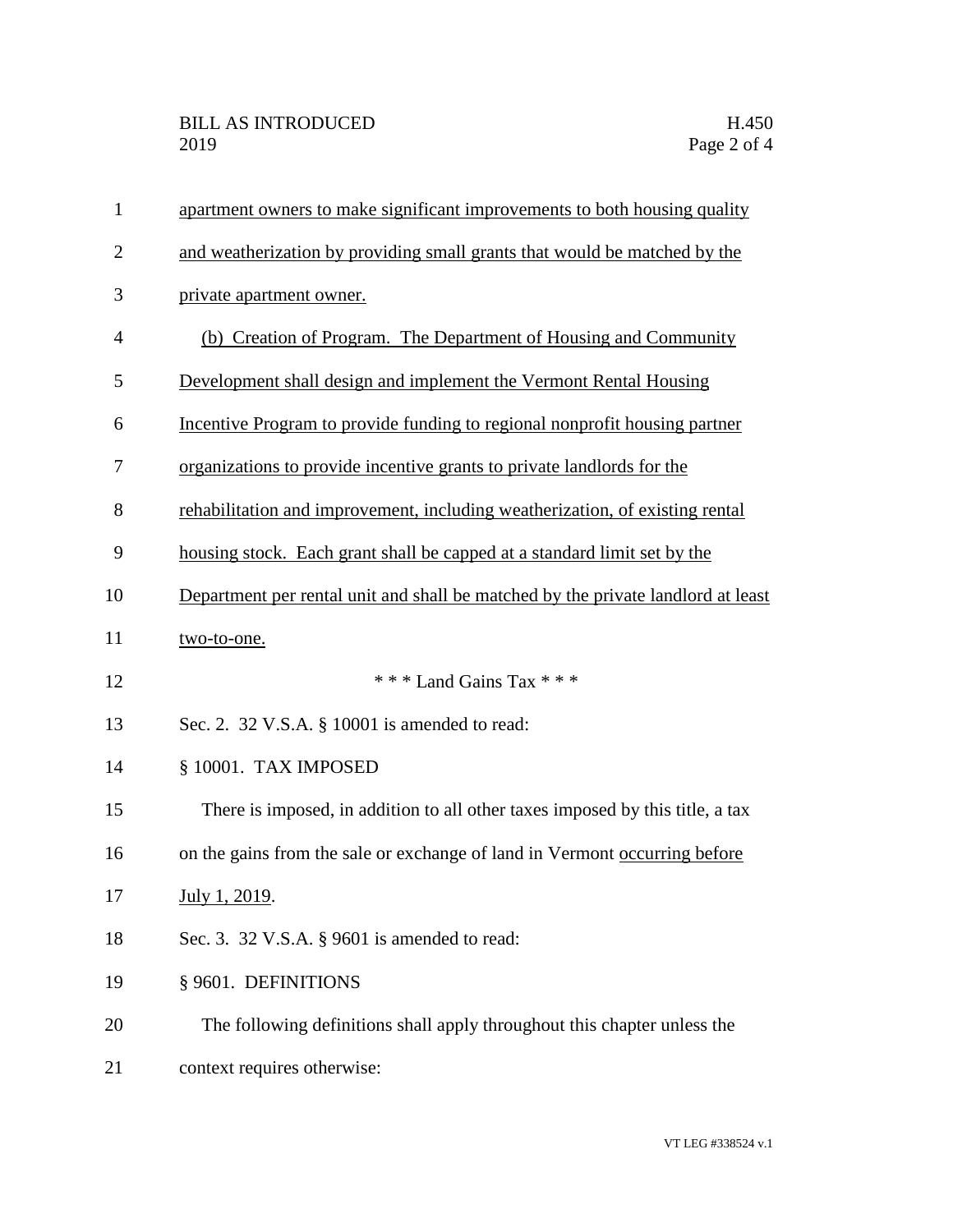apartment owners to make significant improvements to both housing quality and weatherization by providing small grants that would be matched by the private apartment owner.

(b) Creation of Program. The Department of Housing and Community Development shall design and implement the Vermont Rental Housing Incentive Program to provide funding to regional nonprofit housing partner organizations to provide incentive grants to private landlords for the rehabilitation and improvement, including weatherization, of existing rental housing stock. Each grant shall be capped at a standard limit set by the Department per rental unit and shall be matched by the private landlord at least two-to-one.

\* \* \* Land Gains Tax \* \* \*

Sec. 2. 32 V.S.A. § 10001 is amended to read:

§ 10001. TAX IMPOSED

There is imposed, in addition to all other taxes imposed by this title, a tax on the gains from the sale or exchange of land in Vermont occurring before July 1, 2019.

Sec. 3. 32 V.S.A. § 9601 is amended to read:

§ 9601. DEFINITIONS

The following definitions shall apply throughout this chapter unless the context requires otherwise: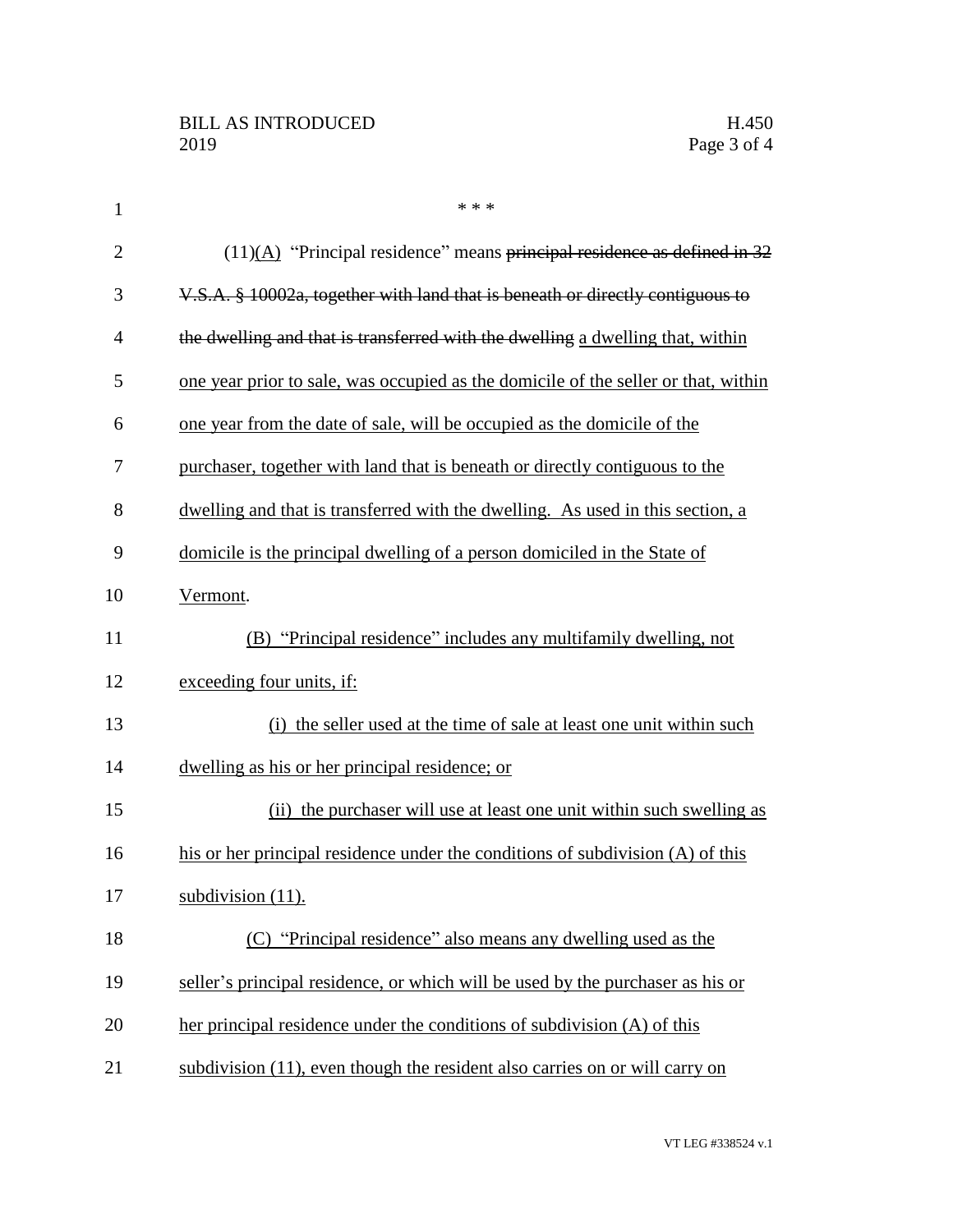\* \* \*

(11)(A) "Principal residence" means ~~principal residence as defined in 32 V.S.A. § 10002a, together with land that is beneath or directly contiguous to the dwelling and that is transferred with the dwelling~~ <u>a dwelling that, within one year prior to sale, was occupied as the domicile of the seller or that, within one year from the date of sale, will be occupied as the domicile of the purchaser, together with land that is beneath or directly contiguous to the dwelling and that is transferred with the dwelling. As used in this section, a domicile is the principal dwelling of a person domiciled in the State of Vermont</u>.

<u>(B) "Principal residence" includes any multifamily dwelling, not exceeding four units, if:</u>

<u>(i) the seller used at the time of sale at least one unit within such dwelling as his or her principal residence; or</u>

<u>(ii) the purchaser will use at least one unit within such swelling as his or her principal residence under the conditions of subdivision (A) of this subdivision (11).</u>

<u>(C) "Principal residence" also means any dwelling used as the seller's principal residence, or which will be used by the purchaser as his or her principal residence under the conditions of subdivision (A) of this subdivision (11), even though the resident also carries on or will carry on</u>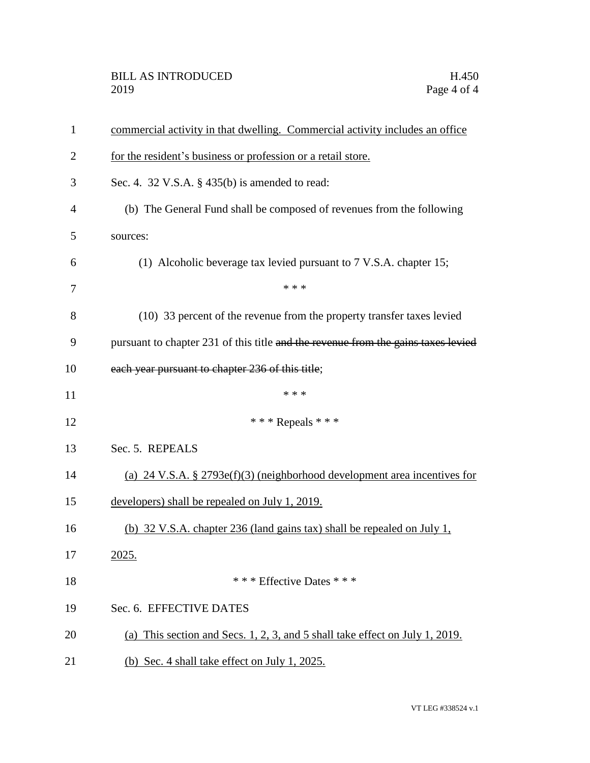commercial activity in that dwelling. Commercial activity includes an office for the resident's business or profession or a retail store.

Sec. 4. 32 V.S.A. § 435(b) is amended to read:

(b) The General Fund shall be composed of revenues from the following sources:

(1) Alcoholic beverage tax levied pursuant to 7 V.S.A. chapter 15;

\* \* \*

(10) 33 percent of the revenue from the property transfer taxes levied pursuant to chapter 231 of this title ~~and the revenue from the gains taxes levied each year pursuant to chapter 236 of this title~~;

\* \* \*

\* \* \* Repeals \* \* \*

Sec. 5. REPEALS

(a) 24 V.S.A. § 2793e(f)(3) (neighborhood development area incentives for developers) shall be repealed on July 1, 2019.

(b) 32 V.S.A. chapter 236 (land gains tax) shall be repealed on July 1, 2025.

\* \* \* Effective Dates \* \* \*

Sec. 6. EFFECTIVE DATES

(a) This section and Secs. 1, 2, 3, and 5 shall take effect on July 1, 2019.

(b) Sec. 4 shall take effect on July 1, 2025.